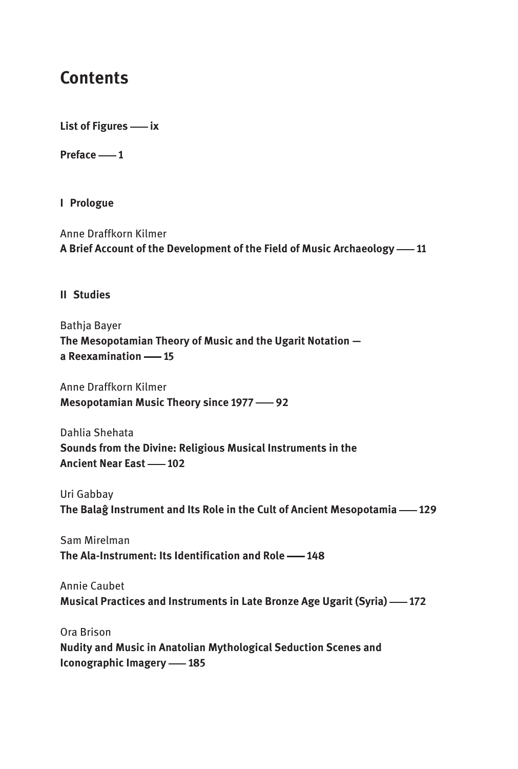# Contents

**List of Figures —— ix**

**Preface —— 1**

**I Prologue**

Anne Draffkorn Kilmer
**A Brief Account of the Development of the Field of Music Archaeology —— 11**

**II Studies**

Bathja Bayer
**The Mesopotamian Theory of Music and the Ugarit Notation — a Reexamination —— 15**

Anne Draffkorn Kilmer
**Mesopotamian Music Theory since 1977 —— 92**

Dahlia Shehata
**Sounds from the Divine: Religious Musical Instruments in the Ancient Near East —— 102**

Uri Gabbay
**The Balaĝ Instrument and Its Role in the Cult of Ancient Mesopotamia —— 129**

Sam Mirelman
**The Ala-Instrument: Its Identification and Role —— 148**

Annie Caubet
**Musical Practices and Instruments in Late Bronze Age Ugarit (Syria) —— 172**

Ora Brison
**Nudity and Music in Anatolian Mythological Seduction Scenes and Iconographic Imagery —— 185**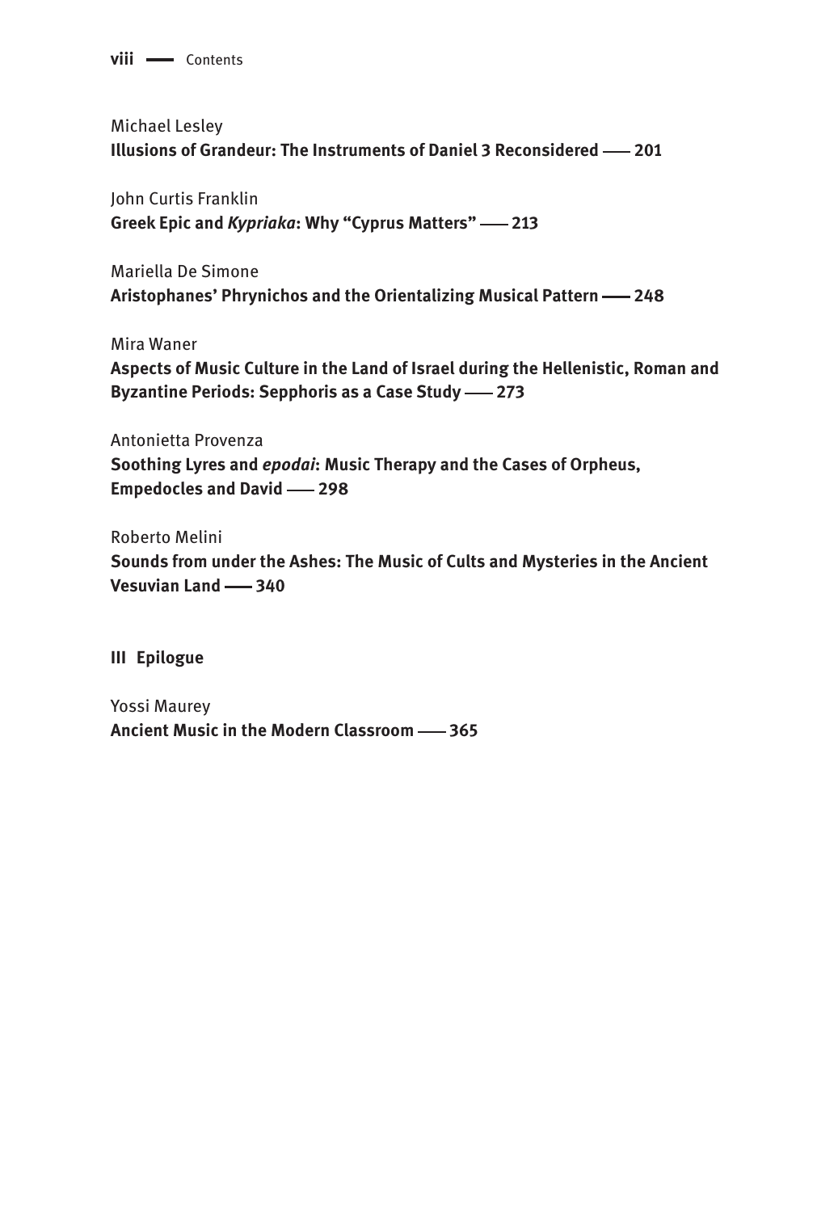Michael Lesley
**Illusions of Grandeur: The Instruments of Daniel 3 Reconsidered —— 201**

John Curtis Franklin
**Greek Epic and *Kypriaka*: Why "Cyprus Matters" —— 213**

Mariella De Simone
**Aristophanes' Phrynichos and the Orientalizing Musical Pattern —— 248**

Mira Waner
**Aspects of Music Culture in the Land of Israel during the Hellenistic, Roman and Byzantine Periods: Sepphoris as a Case Study —— 273**

Antonietta Provenza
**Soothing Lyres and *epodai*: Music Therapy and the Cases of Orpheus, Empedocles and David —— 298**

Roberto Melini
**Sounds from under the Ashes: The Music of Cults and Mysteries in the Ancient Vesuvian Land —— 340**

## III Epilogue

Yossi Maurey
**Ancient Music in the Modern Classroom —— 365**